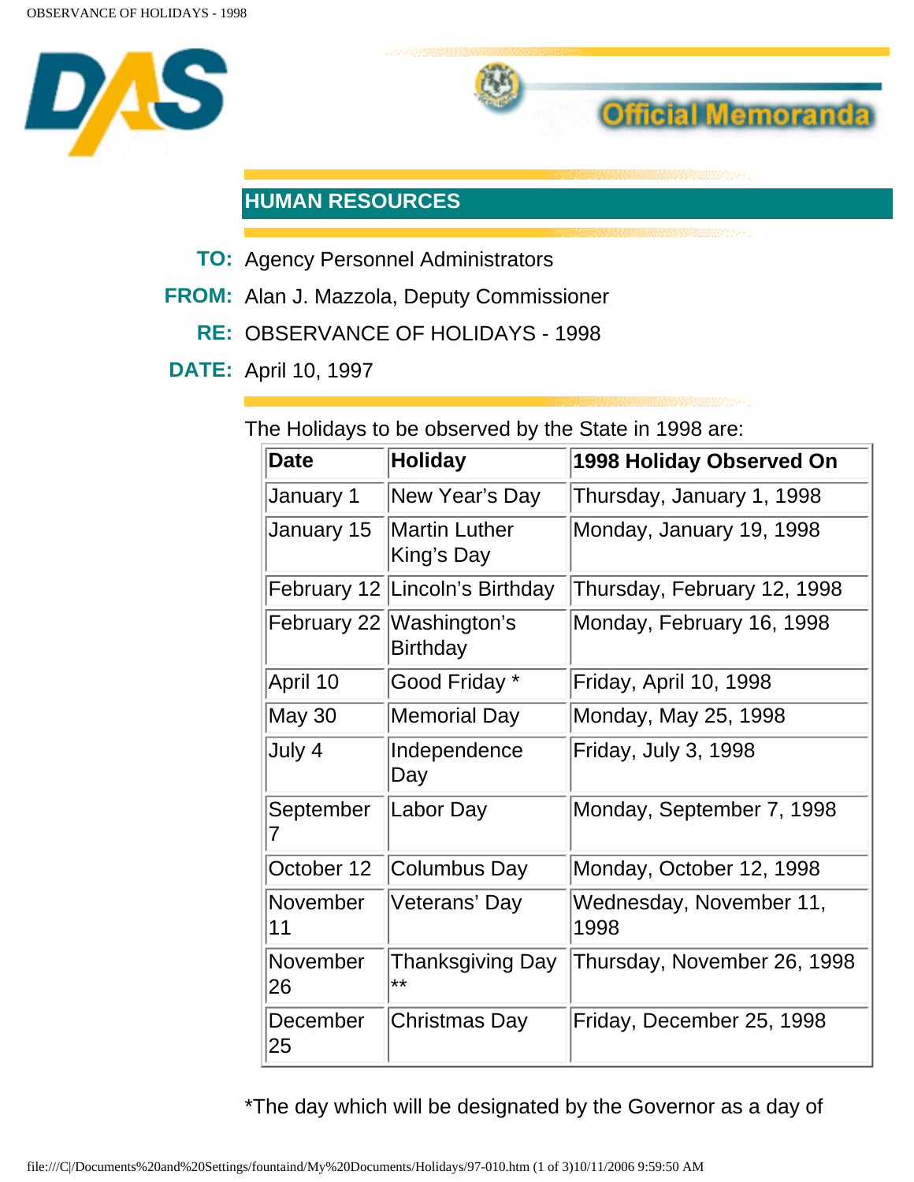DAS

Official Memoranda

## HUMAN RESOURCES

**TO:** Agency Personnel Administrators

**FROM:** Alan J. Mazzola, Deputy Commissioner

**RE:** OBSERVANCE OF HOLIDAYS - 1998

**DATE:** April 10, 1997

The Holidays to be observed by the State in 1998 are:

| Date | Holiday | 1998 Holiday Observed On |
|---|---|---|
| January 1 | New Year's Day | Thursday, January 1, 1998 |
| January 15 | Martin Luther King's Day | Monday, January 19, 1998 |
| February 12 | Lincoln's Birthday | Thursday, February 12, 1998 |
| February 22 | Washington's Birthday | Monday, February 16, 1998 |
| April 10 | Good Friday * | Friday, April 10, 1998 |
| May 30 | Memorial Day | Monday, May 25, 1998 |
| July 4 | Independence Day | Friday, July 3, 1998 |
| September 7 | Labor Day | Monday, September 7, 1998 |
| October 12 | Columbus Day | Monday, October 12, 1998 |
| November 11 | Veterans' Day | Wednesday, November 11, 1998 |
| November 26 | Thanksgiving Day ** | Thursday, November 26, 1998 |
| December 25 | Christmas Day | Friday, December 25, 1998 |

*The day which will be designated by the Governor as a day of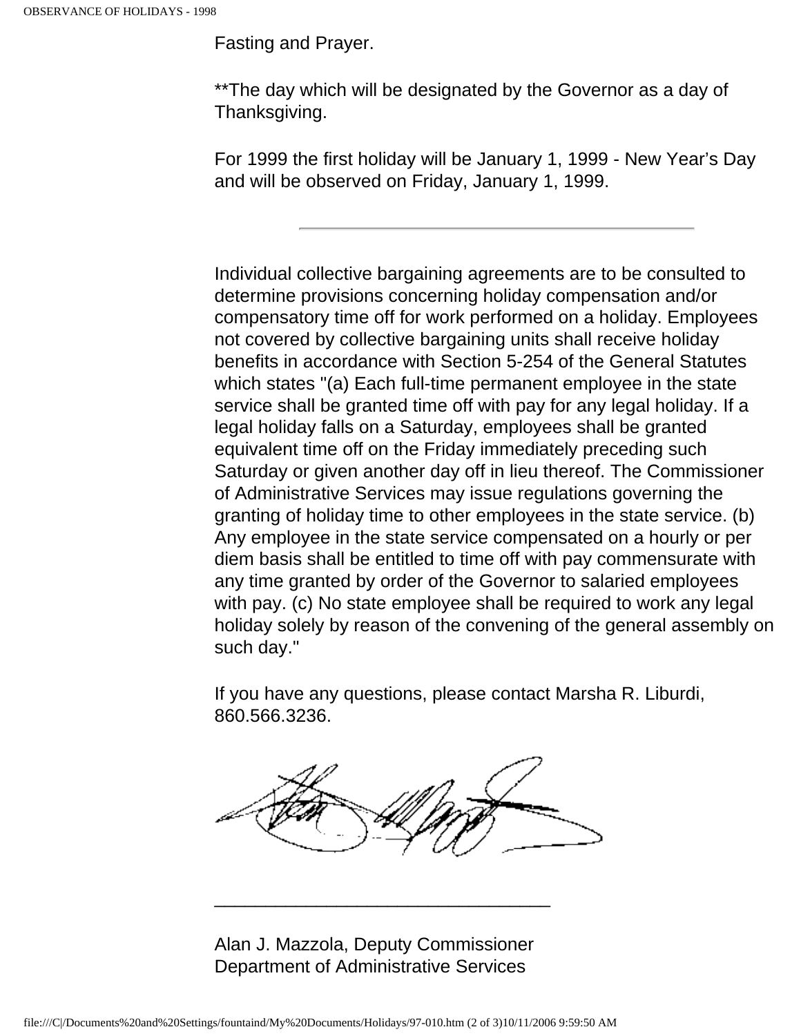Fasting and Prayer.

**The day which will be designated by the Governor as a day of Thanksgiving.

For 1999 the first holiday will be January 1, 1999 - New Year's Day and will be observed on Friday, January 1, 1999.

---

Individual collective bargaining agreements are to be consulted to determine provisions concerning holiday compensation and/or compensatory time off for work performed on a holiday. Employees not covered by collective bargaining units shall receive holiday benefits in accordance with Section 5-254 of the General Statutes which states "(a) Each full-time permanent employee in the state service shall be granted time off with pay for any legal holiday. If a legal holiday falls on a Saturday, employees shall be granted equivalent time off on the Friday immediately preceding such Saturday or given another day off in lieu thereof. The Commissioner of Administrative Services may issue regulations governing the granting of holiday time to other employees in the state service. (b) Any employee in the state service compensated on a hourly or per diem basis shall be entitled to time off with pay commensurate with any time granted by order of the Governor to salaried employees with pay. (c) No state employee shall be required to work any legal holiday solely by reason of the convening of the general assembly on such day."

If you have any questions, please contact Marsha R. Liburdi, 860.566.3236.

\_\_\_\_\_\_\_\_\_\_\_\_\_\_\_\_\_\_\_\_\_\_\_\_\_\_\_\_\_\_\_\_

Alan J. Mazzola, Deputy Commissioner
Department of Administrative Services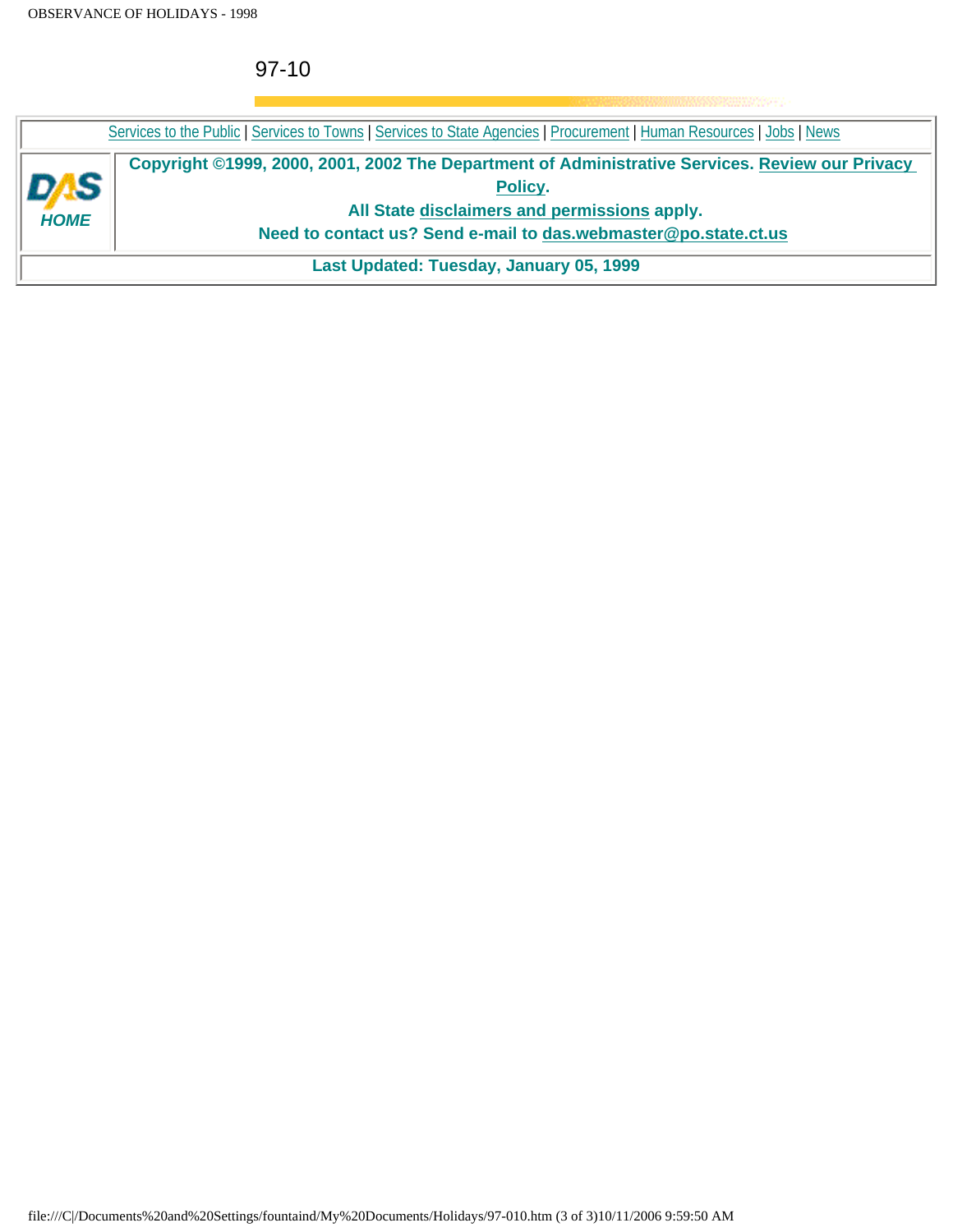97-10

Services to the Public | Services to Towns | Services to State Agencies | Procurement | Human Resources | Jobs | News

| | |
|---|---|
| DAS HOME | **Copyright ©1999, 2000, 2001, 2002 The Department of Administrative Services. Review our Privacy Policy.** **All State disclaimers and permissions apply.** **Need to contact us? Send e-mail to das.webmaster@po.state.ct.us** |

**Last Updated: Tuesday, January 05, 1999**